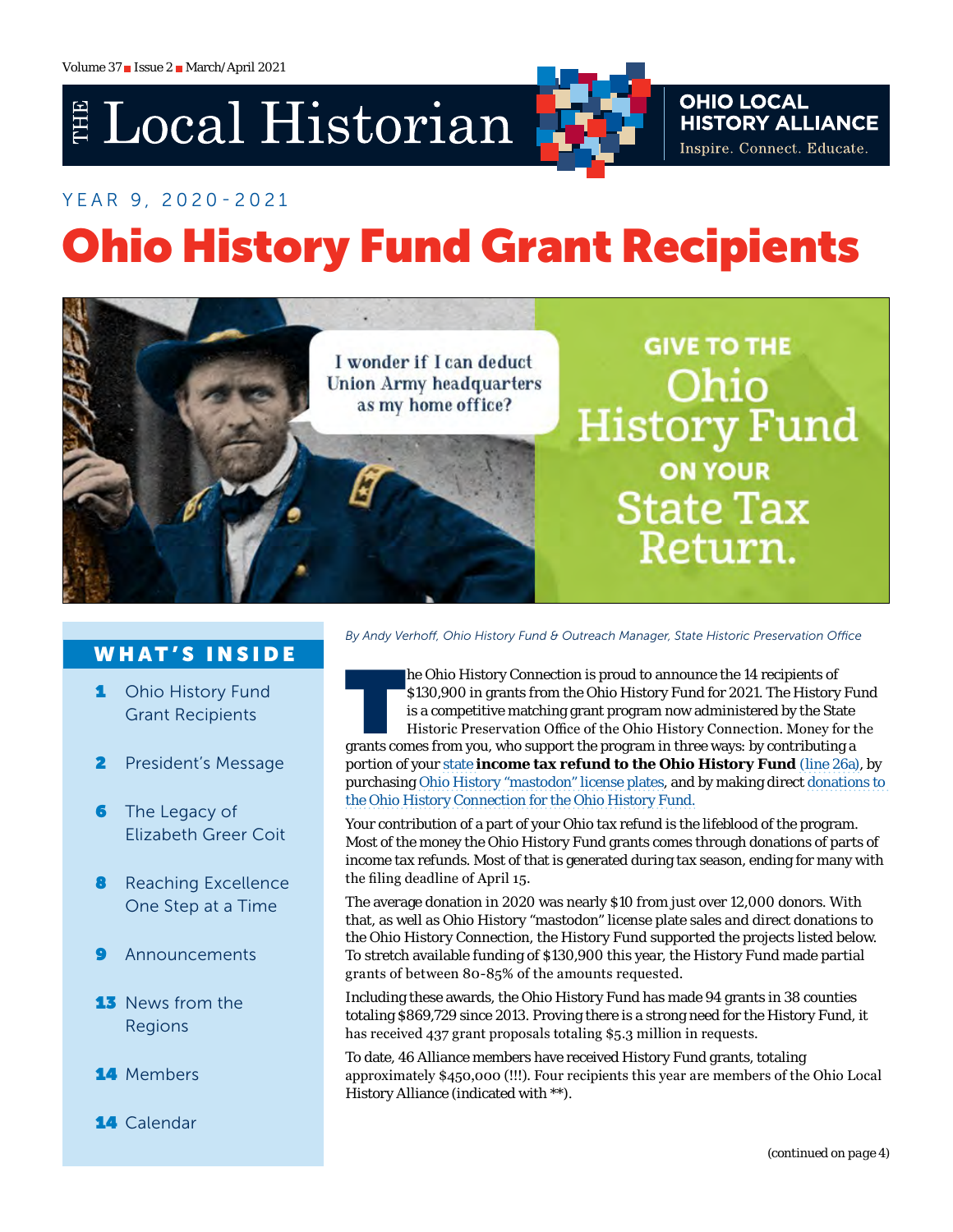Volume 37 ■ Issue 2 ■ March/April 2021

# THE Local Historian

**OHIO LOCAL HISTORY ALLIANCE**
Inspire. Connect. Educate.

YEAR 9, 2020-2021

# Ohio History Fund Grant Recipients

I wonder if I can deduct Union Army headquarters as my home office?

GIVE TO THE Ohio History Fund ON YOUR State Tax Return.

## WHAT'S INSIDE

- **1** Ohio History Fund Grant Recipients
- **2** President's Message
- **6** The Legacy of Elizabeth Greer Coit
- **8** Reaching Excellence One Step at a Time
- **9** Announcements
- **13** News from the Regions
- **14** Members
- **14** Calendar

*By Andy Verhoff, Ohio History Fund & Outreach Manager, State Historic Preservation Office*

The Ohio History Connection is proud to announce the 14 recipients of $130,900 in grants from the Ohio History Fund for 2021. The History Fund is a competitive matching grant program now administered by the State Historic Preservation Office of the Ohio History Connection. Money for the grants comes from you, who support the program in three ways: by contributing a portion of your state **income tax refund to the Ohio History Fund** (line 26a), by purchasing Ohio History "mastodon" license plates, and by making direct donations to the Ohio History Connection for the Ohio History Fund.

Your contribution of a part of your Ohio tax refund is the lifeblood of the program. Most of the money the Ohio History Fund grants comes through donations of parts of income tax refunds. Most of that is generated during tax season, ending for many with the filing deadline of April 15.

The average donation in 2020 was nearly $10 from just over 12,000 donors. With that, as well as Ohio History "mastodon" license plate sales and direct donations to the Ohio History Connection, the History Fund supported the projects listed below. To stretch available funding of $130,900 this year, the History Fund made partial grants of between 80-85% of the amounts requested.

Including these awards, the Ohio History Fund has made 94 grants in 38 counties totaling $869,729 since 2013. Proving there is a strong need for the History Fund, it has received 437 grant proposals totaling $5.3 million in requests.

To date, 46 Alliance members have received History Fund grants, totaling approximately $450,000 (!!!). Four recipients this year are members of the Ohio Local History Alliance (indicated with **).

(continued on page 4)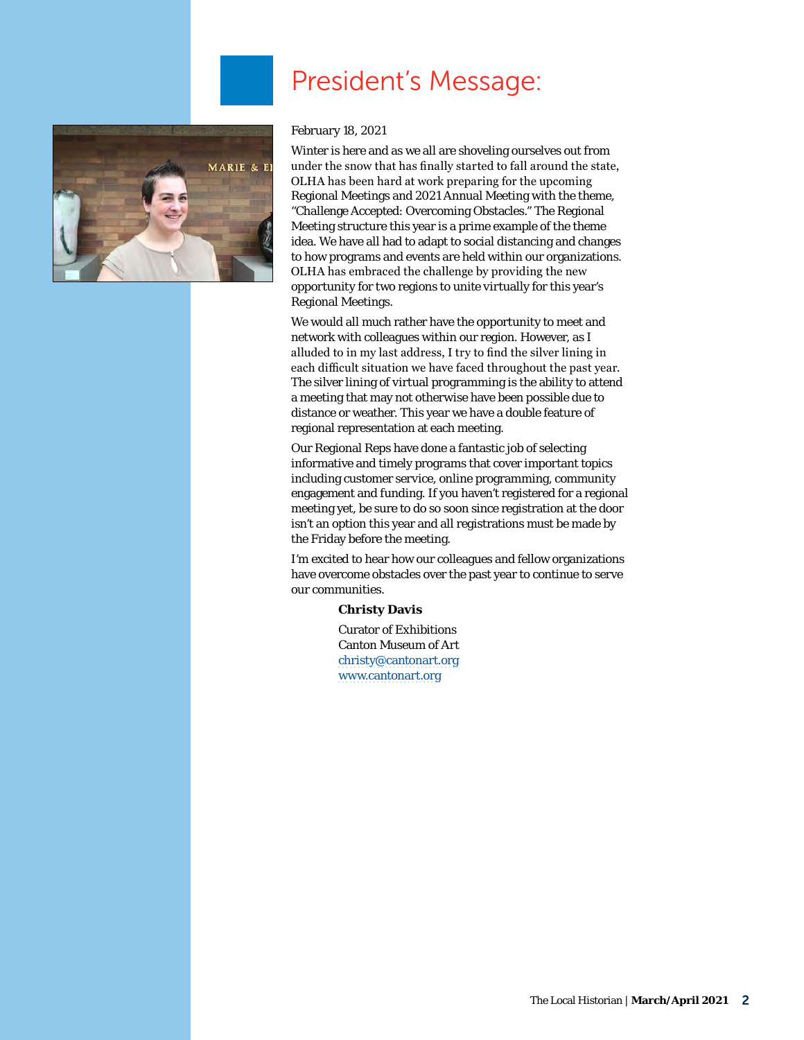# President's Message:

February 18, 2021

Winter is here and as we all are shoveling ourselves out from under the snow that has finally started to fall around the state, OLHA has been hard at work preparing for the upcoming Regional Meetings and 2021 Annual Meeting with the theme, "Challenge Accepted: Overcoming Obstacles." The Regional Meeting structure this year is a prime example of the theme idea. We have all had to adapt to social distancing and changes to how programs and events are held within our organizations. OLHA has embraced the challenge by providing the new opportunity for two regions to unite virtually for this year's Regional Meetings.

We would all much rather have the opportunity to meet and network with colleagues within our region. However, as I alluded to in my last address, I try to find the silver lining in each difficult situation we have faced throughout the past year. The silver lining of virtual programming is the ability to attend a meeting that may not otherwise have been possible due to distance or weather. This year we have a double feature of regional representation at each meeting.

Our Regional Reps have done a fantastic job of selecting informative and timely programs that cover important topics including customer service, online programming, community engagement and funding. If you haven't registered for a regional meeting yet, be sure to do so soon since registration at the door isn't an option this year and all registrations must be made by the Friday before the meeting.

I'm excited to hear how our colleagues and fellow organizations have overcome obstacles over the past year to continue to serve our communities.

**Christy Davis**

Curator of Exhibitions
Canton Museum of Art
christy@cantonart.org
www.cantonart.org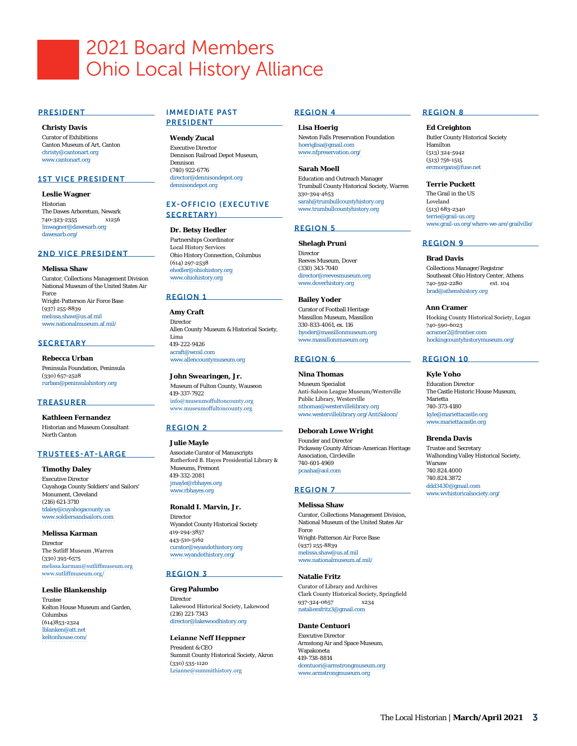# 2021 Board Members Ohio Local History Alliance

## PRESIDENT

**Christy Davis**
Curator of Exhibitions
Canton Museum of Art, Canton
christy@cantonart.org
www.cantonart.org

## 1ST VICE PRESIDENT

**Leslie Wagner**
Historian
The Dawes Arboretum, Newark
740-323-2355 x1256
lmwagner@dawesarb.org
dawesarb.org/

## 2ND VICE PRESIDENT

**Melissa Shaw**
Curator, Collections Management Division
National Museum of the United States Air Force
Wright-Patterson Air Force Base
(937) 255-8839
melissa.shaw@us.af.mil
www.nationalmuseum.af.mil/

## SECRETARY

**Rebecca Urban**
Peninsula Foundation, Peninsula
(330) 657-2528
rurban@peninsulahistory.org

## TREASURER

**Kathleen Fernandez**
Historian and Museum Consultant
North Canton

## TRUSTEES-AT-LARGE

**Timothy Daley**
Executive Director
Cuyahoga County Soldiers' and Sailors' Monument, Cleveland
(216) 621-3710
tdaley@cuyahogacounty.us
www.soldiersandsailors.com

**Melissa Karman**
Director
The Sutliff Museum ,Warren
(330) 395-6575
melissa.karman@sutliffmuseum.org
www.sutliffmuseum.org/

**Leslie Blankenship**
Trustee
Kelton House Museum and Garden, Columbus
(614)853-2324
lblanken@att.net
keltonhouse.com/

## IMMEDIATE PAST PRESIDENT

**Wendy Zucal**
Executive Director
Dennison Railroad Depot Museum, Dennison
(740) 922-6776
director@dennisondepot.org
dennisondepot.org

## EX-OFFICIO (EXECUTIVE SECRETARY)

**Dr. Betsy Hedler**
Partnerships Coordinator
Local History Services
Ohio History Connection, Columbus
(614) 297-2538
ehedler@ohiohistory.org
www.ohiohistory.org

## REGION 1

**Amy Craft**
Director
Allen County Museum & Historical Society, Lima
419-222-9426
acraft@wcoil.com
www.allencountymuseum.org

**John Swearingen, Jr.**
Museum of Fulton County, Wauseon
419-337-7922
info@museumoffultoncounty.org
www.museumoffultoncounty.org

## REGION 2

**Julie Mayle**
Associate Curator of Manuscripts
Rutherford B. Hayes Presidential Library & Museums, Fremont
419-332-2081
jmayle@rbhayes.org
www.rbhayes.org

**Ronald I. Marvin, Jr.**
Director
Wyandot County Historical Society
419-294-3857
443-510-5162
curator@wyandothistory.org
www.wyandothistory.org/

## REGION 3

**Greg Palumbo**
Director
Lakewood Historical Society, Lakewood
(216) 221-7343
director@lakewoodhistory.org

**Leianne Neff Heppner**
President & CEO
Summit County Historical Society, Akron
(330) 535-1120
Leianne@summithistory.org

## REGION 4

**Lisa Hoerig**
Newton Falls Preservation Foundation
hoeriglisa@gmail.com
www.nfpreservation.org/

**Sarah Moell**
Education and Outreach Manager
Trumbull County Historical Society, Warren
330-394-4653
sarah@trumbullcountyhistory.org
www.trumbullcountyhistory.org

## REGION 5

**Shelagh Pruni**
Director
Reeves Museum, Dover
(330) 343-7040
director@reevesmuseum.org
www.doverhistory.org

**Bailey Yoder**
Curator of Football Heritage
Massillon Museum, Massillon
330-833-4061, ex. 116
byoder@massillonmuseum.org
www.massillonmuseum.org

## REGION 6

**Nina Thomas**
Museum Specialist
Anti-Saloon League Museum/Westerville Public Library, Westerville
nthomas@westervillelibrary.org
www.westervillelibrary.org/AntiSaloon/

**Deborah Lowe Wright**
Founder and Director
Pickaway County African-American Heritage Association, Circleville
740-601-4969
pcaaha@aol.com

## REGION 7

**Melissa Shaw**
Curator, Collections Management Division, National Museum of the United States Air Force
Wright-Patterson Air Force Base
(937) 255-8839
melissa.shaw@us.af.mil
www.nationalmuseum.af.mil/

**Natalie Fritz**
Curator of Library and Archives
Clark County Historical Society, Springfield
937-324-0657 x234
nataliemfritz3@gmail.com

**Dante Centuori**
Executive Director
Armstong Air and Space Museum, Wapakoneta
419-738-8814
dcentuori@armstrongmuseum.org
www.armstrongmuseum.org

## REGION 8

**Ed Creighton**
Butler County Historical Society
Hamilton
(513) 324-5942
(513) 756-1515
ercmorgans@fuse.net

**Terrie Puckett**
The Grail in the US
Loveland
(513) 683-2340
terrie@grail-us.org
www.grail-us.org/where-we-are/grailville/

## REGION 9

**Brad Davis**
Collections Manager/Registrar
Southeast Ohio History Center, Athens
740-592-2280 ext. 104
brad@athenshistory.org

**Ann Cramer**
Hocking County Historical Society, Logan
740-590-6023
acramer2@frontier.com
hockingcountyhistorymuseum.org/

## REGION 10

**Kyle Yoho**
Education Director
The Castle Historic House Museum, Marietta
740-373-4180
kyle@mariettacastle.org
www.mariettacastle.org

**Brenda Davis**
Trustee and Secretary
Walhonding Valley Historical Society, Warsaw
740.824.4000
740.824.3872
ddd3430@gmail.com
www.wvhistoricalsociety.org/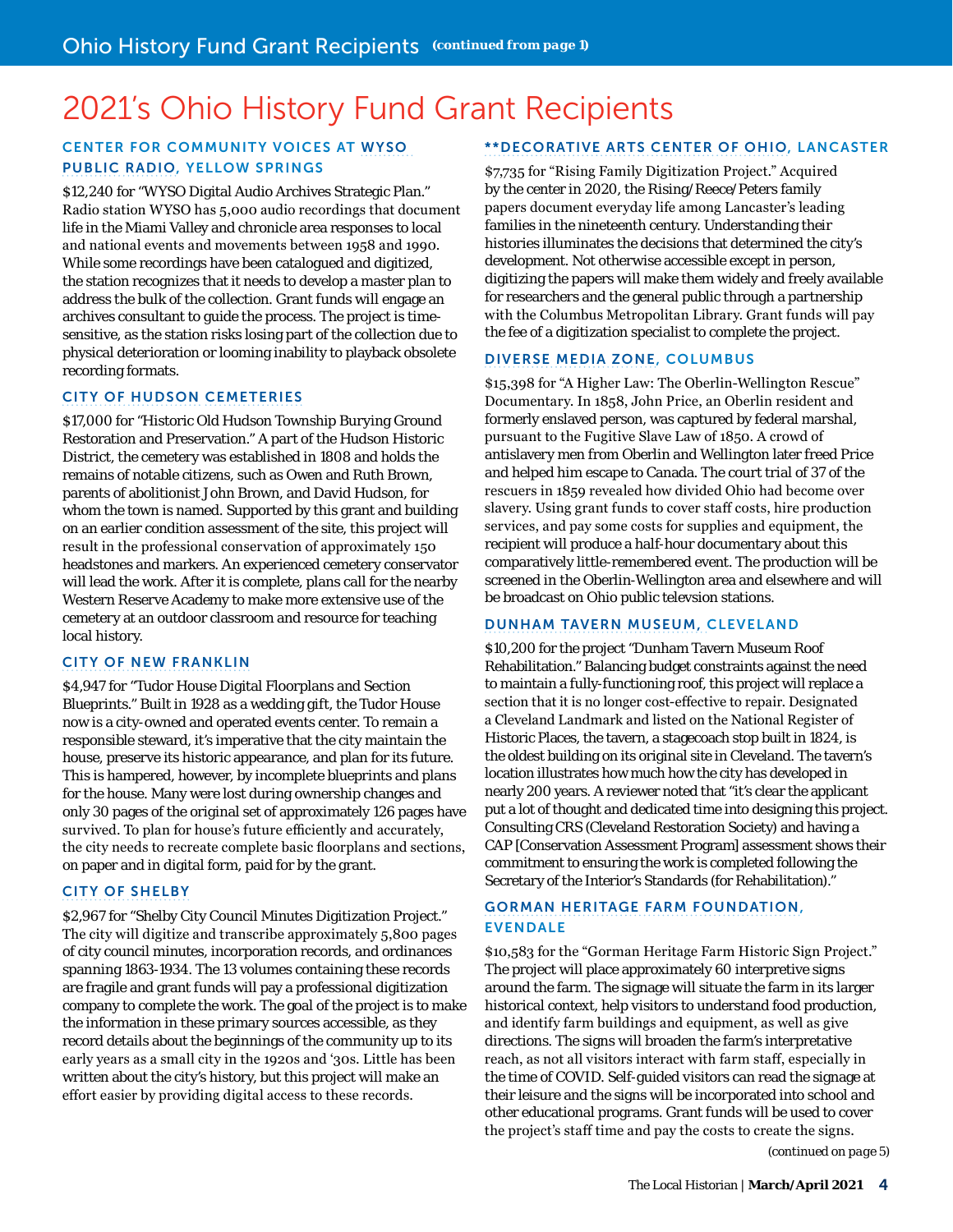# 2021's Ohio History Fund Grant Recipients

### CENTER FOR COMMUNITY VOICES AT WYSO PUBLIC RADIO, YELLOW SPRINGS

$12,240 for "WYSO Digital Audio Archives Strategic Plan." Radio station WYSO has 5,000 audio recordings that document life in the Miami Valley and chronicle area responses to local and national events and movements between 1958 and 1990. While some recordings have been catalogued and digitized, the station recognizes that it needs to develop a master plan to address the bulk of the collection. Grant funds will engage an archives consultant to guide the process. The project is time-sensitive, as the station risks losing part of the collection due to physical deterioration or looming inability to playback obsolete recording formats.

### CITY OF HUDSON CEMETERIES

$17,000 for "Historic Old Hudson Township Burying Ground Restoration and Preservation." A part of the Hudson Historic District, the cemetery was established in 1808 and holds the remains of notable citizens, such as Owen and Ruth Brown, parents of abolitionist John Brown, and David Hudson, for whom the town is named. Supported by this grant and building on an earlier condition assessment of the site, this project will result in the professional conservation of approximately 150 headstones and markers. An experienced cemetery conservator will lead the work. After it is complete, plans call for the nearby Western Reserve Academy to make more extensive use of the cemetery at an outdoor classroom and resource for teaching local history.

### CITY OF NEW FRANKLIN

$4,947 for "Tudor House Digital Floorplans and Section Blueprints." Built in 1928 as a wedding gift, the Tudor House now is a city-owned and operated events center. To remain a responsible steward, it's imperative that the city maintain the house, preserve its historic appearance, and plan for its future. This is hampered, however, by incomplete blueprints and plans for the house. Many were lost during ownership changes and only 30 pages of the original set of approximately 126 pages have survived. To plan for house's future efficiently and accurately, the city needs to recreate complete basic floorplans and sections, on paper and in digital form, paid for by the grant.

### CITY OF SHELBY

$2,967 for "Shelby City Council Minutes Digitization Project." The city will digitize and transcribe approximately 5,800 pages of city council minutes, incorporation records, and ordinances spanning 1863-1934. The 13 volumes containing these records are fragile and grant funds will pay a professional digitization company to complete the work. The goal of the project is to make the information in these primary sources accessible, as they record details about the beginnings of the community up to its early years as a small city in the 1920s and '30s. Little has been written about the city's history, but this project will make an effort easier by providing digital access to these records.

### **DECORATIVE ARTS CENTER OF OHIO, LANCASTER

$7,735 for "Rising Family Digitization Project." Acquired by the center in 2020, the Rising/Reece/Peters family papers document everyday life among Lancaster's leading families in the nineteenth century. Understanding their histories illuminates the decisions that determined the city's development. Not otherwise accessible except in person, digitizing the papers will make them widely and freely available for researchers and the general public through a partnership with the Columbus Metropolitan Library. Grant funds will pay the fee of a digitization specialist to complete the project.

### DIVERSE MEDIA ZONE, COLUMBUS

$15,398 for "A Higher Law: The Oberlin-Wellington Rescue" Documentary. In 1858, John Price, an Oberlin resident and formerly enslaved person, was captured by federal marshal, pursuant to the Fugitive Slave Law of 1850. A crowd of antislavery men from Oberlin and Wellington later freed Price and helped him escape to Canada. The court trial of 37 of the rescuers in 1859 revealed how divided Ohio had become over slavery. Using grant funds to cover staff costs, hire production services, and pay some costs for supplies and equipment, the recipient will produce a half-hour documentary about this comparatively little-remembered event. The production will be screened in the Oberlin-Wellington area and elsewhere and will be broadcast on Ohio public televsion stations.

### DUNHAM TAVERN MUSEUM, CLEVELAND

$10,200 for the project "Dunham Tavern Museum Roof Rehabilitation." Balancing budget constraints against the need to maintain a fully-functioning roof, this project will replace a section that it is no longer cost-effective to repair. Designated a Cleveland Landmark and listed on the National Register of Historic Places, the tavern, a stagecoach stop built in 1824, is the oldest building on its original site in Cleveland. The tavern's location illustrates how much how the city has developed in nearly 200 years. A reviewer noted that "it's clear the applicant put a lot of thought and dedicated time into designing this project. Consulting CRS (Cleveland Restoration Society) and having a CAP [Conservation Assessment Program] assessment shows their commitment to ensuring the work is completed following the Secretary of the Interior's Standards (for Rehabilitation)."

### GORMAN HERITAGE FARM FOUNDATION, EVENDALE

$10,583 for the "Gorman Heritage Farm Historic Sign Project." The project will place approximately 60 interpretive signs around the farm. The signage will situate the farm in its larger historical context, help visitors to understand food production, and identify farm buildings and equipment, as well as give directions. The signs will broaden the farm's interpretative reach, as not all visitors interact with farm staff, especially in the time of COVID. Self-guided visitors can read the signage at their leisure and the signs will be incorporated into school and other educational programs. Grant funds will be used to cover the project's staff time and pay the costs to create the signs.

(continued on page 5)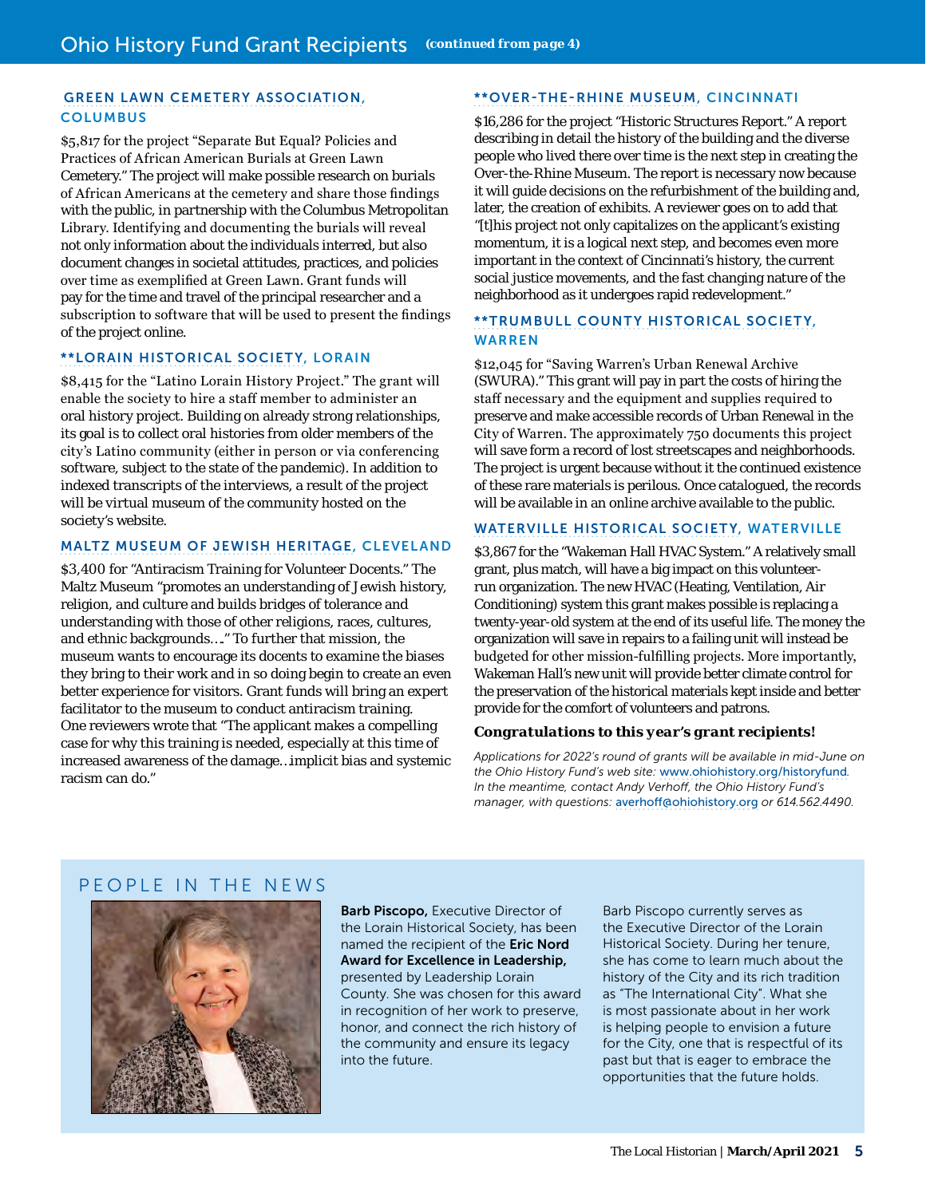## Ohio History Fund Grant Recipients *(continued from page 4)*

### GREEN LAWN CEMETERY ASSOCIATION, COLUMBUS

$5,817 for the project "Separate But Equal? Policies and Practices of African American Burials at Green Lawn Cemetery." The project will make possible research on burials of African Americans at the cemetery and share those findings with the public, in partnership with the Columbus Metropolitan Library. Identifying and documenting the burials will reveal not only information about the individuals interred, but also document changes in societal attitudes, practices, and policies over time as exemplified at Green Lawn. Grant funds will pay for the time and travel of the principal researcher and a subscription to software that will be used to present the findings of the project online.

### **LORAIN HISTORICAL SOCIETY, LORAIN

$8,415 for the "Latino Lorain History Project." The grant will enable the society to hire a staff member to administer an oral history project. Building on already strong relationships, its goal is to collect oral histories from older members of the city's Latino community (either in person or via conferencing software, subject to the state of the pandemic). In addition to indexed transcripts of the interviews, a result of the project will be virtual museum of the community hosted on the society's website.

### MALTZ MUSEUM OF JEWISH HERITAGE, CLEVELAND

$3,400 for "Antiracism Training for Volunteer Docents." The Maltz Museum "promotes an understanding of Jewish history, religion, and culture and builds bridges of tolerance and understanding with those of other religions, races, cultures, and ethnic backgrounds…." To further that mission, the museum wants to encourage its docents to examine the biases they bring to their work and in so doing begin to create an even better experience for visitors. Grant funds will bring an expert facilitator to the museum to conduct antiracism training. One reviewers wrote that "The applicant makes a compelling case for why this training is needed, especially at this time of increased awareness of the damage…implicit bias and systemic racism can do."

### **OVER-THE-RHINE MUSEUM, CINCINNATI

$16,286 for the project "Historic Structures Report." A report describing in detail the history of the building and the diverse people who lived there over time is the next step in creating the Over-the-Rhine Museum. The report is necessary now because it will guide decisions on the refurbishment of the building and, later, the creation of exhibits. A reviewer goes on to add that "[t]his project not only capitalizes on the applicant's existing momentum, it is a logical next step, and becomes even more important in the context of Cincinnati's history, the current social justice movements, and the fast changing nature of the neighborhood as it undergoes rapid redevelopment."

### **TRUMBULL COUNTY HISTORICAL SOCIETY, WARREN

$12,045 for "Saving Warren's Urban Renewal Archive (SWURA)." This grant will pay in part the costs of hiring the staff necessary and the equipment and supplies required to preserve and make accessible records of Urban Renewal in the City of Warren. The approximately 750 documents this project will save form a record of lost streetscapes and neighborhoods. The project is urgent because without it the continued existence of these rare materials is perilous. Once catalogued, the records will be available in an online archive available to the public.

### WATERVILLE HISTORICAL SOCIETY, WATERVILLE

$3,867 for the "Wakeman Hall HVAC System." A relatively small grant, plus match, will have a big impact on this volunteer-run organization. The new HVAC (Heating, Ventilation, Air Conditioning) system this grant makes possible is replacing a twenty-year-old system at the end of its useful life. The money the organization will save in repairs to a failing unit will instead be budgeted for other mission-fulfilling projects. More importantly, Wakeman Hall's new unit will provide better climate control for the preservation of the historical materials kept inside and better provide for the comfort of volunteers and patrons.

***Congratulations to this year's grant recipients!***

*Applications for 2022's round of grants will be available in mid-June on the Ohio History Fund's web site: www.ohiohistory.org/historyfund. In the meantime, contact Andy Verhoff, the Ohio History Fund's manager, with questions: averhoff@ohiohistory.org or 614.562.4490.*

## PEOPLE IN THE NEWS

**Barb Piscopo,** Executive Director of the Lorain Historical Society, has been named the recipient of the **Eric Nord Award for Excellence in Leadership,** presented by Leadership Lorain County. She was chosen for this award in recognition of her work to preserve, honor, and connect the rich history of the community and ensure its legacy into the future.

Barb Piscopo currently serves as the Executive Director of the Lorain Historical Society. During her tenure, she has come to learn much about the history of the City and its rich tradition as "The International City". What she is most passionate about in her work is helping people to envision a future for the City, one that is respectful of its past but that is eager to embrace the opportunities that the future holds.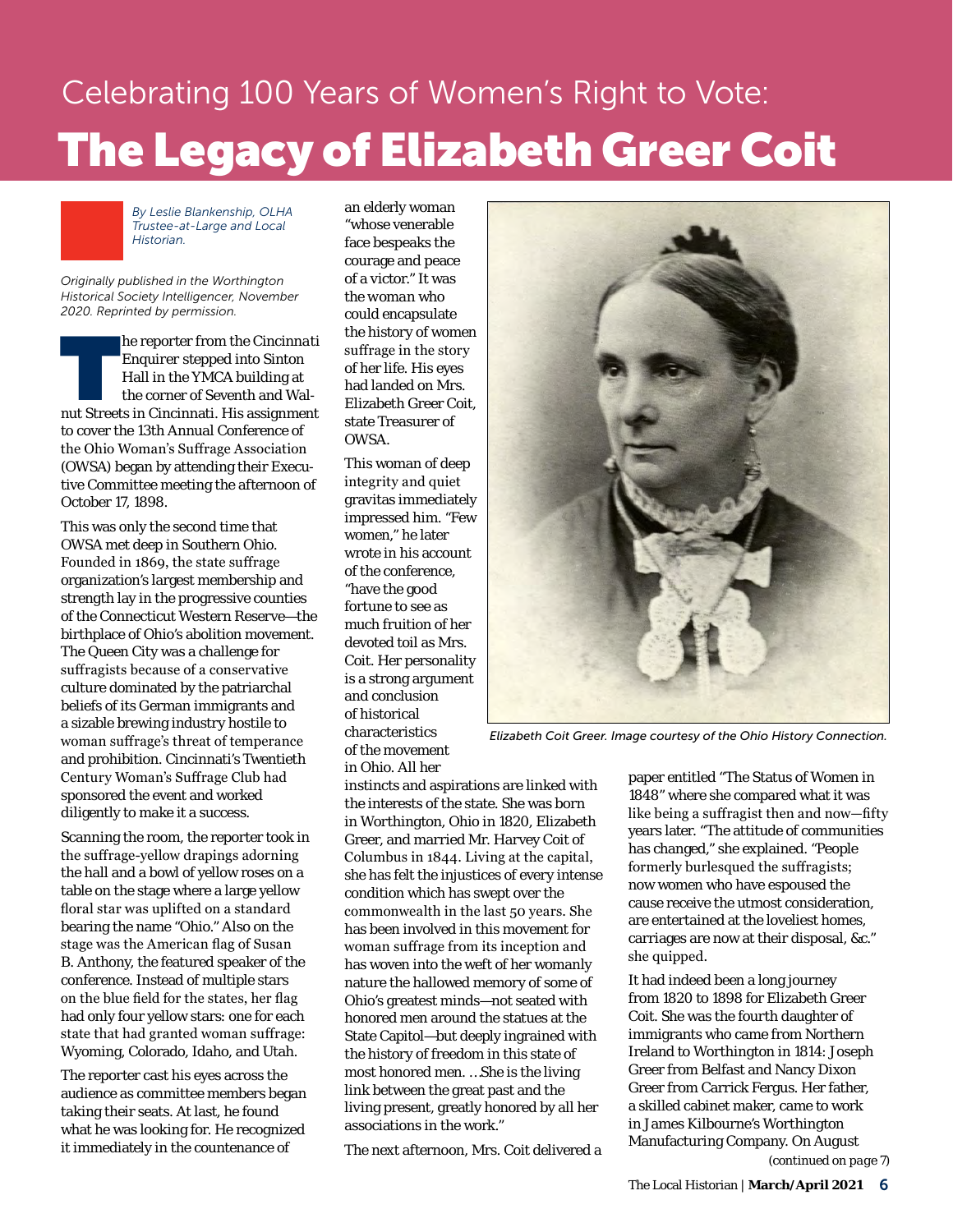Celebrating 100 Years of Women's Right to Vote:

# The Legacy of Elizabeth Greer Coit

*By Leslie Blankenship, OLHA Trustee-at-Large and Local Historian.*

*Originally published in the Worthington Historical Society Intelligencer, November 2020. Reprinted by permission.*

The reporter from the *Cincinnati Enquirer* stepped into Sinton Hall in the YMCA building at the corner of Seventh and Walnut Streets in Cincinnati. His assignment to cover the 13th Annual Conference of the Ohio Woman's Suffrage Association (OWSA) began by attending their Executive Committee meeting the afternoon of October 17, 1898.

This was only the second time that OWSA met deep in Southern Ohio. Founded in 1869, the state suffrage organization's largest membership and strength lay in the progressive counties of the Connecticut Western Reserve—the birthplace of Ohio's abolition movement. The Queen City was a challenge for suffragists because of a conservative culture dominated by the patriarchal beliefs of its German immigrants and a sizable brewing industry hostile to woman suffrage's threat of temperance and prohibition. Cincinnati's Twentieth Century Woman's Suffrage Club had sponsored the event and worked diligently to make it a success.

Scanning the room, the reporter took in the suffrage-yellow drapings adorning the hall and a bowl of yellow roses on a table on the stage where a large yellow floral star was uplifted on a standard bearing the name "Ohio." Also on the stage was the American flag of Susan B. Anthony, the featured speaker of the conference. Instead of multiple stars on the blue field for the states, her flag had only four yellow stars: one for each state that had granted woman suffrage: Wyoming, Colorado, Idaho, and Utah.

The reporter cast his eyes across the audience as committee members began taking their seats. At last, he found what he was looking for. He recognized it immediately in the countenance of an elderly woman "whose venerable face bespeaks the courage and peace of a victor." It was the woman who could encapsulate the history of women suffrage in the story of her life. His eyes had landed on Mrs. Elizabeth Greer Coit, state Treasurer of OWSA.

This woman of deep integrity and quiet gravitas immediately impressed him. "Few women," he later wrote in his account of the conference, "have the good fortune to see as much fruition of her devoted toil as Mrs. Coit. Her personality is a strong argument and conclusion of historical characteristics of the movement in Ohio. All her instincts and aspirations are linked with the interests of the state. She was born in Worthington, Ohio in 1820, Elizabeth Greer, and married Mr. Harvey Coit of Columbus in 1844. Living at the capital, she has felt the injustices of every intense condition which has swept over the commonwealth in the last 50 years. She has been involved in this movement for woman suffrage from its inception and has woven into the weft of her womanly nature the hallowed memory of some of Ohio's greatest minds—not seated with honored men around the statues at the State Capitol—but deeply ingrained with the history of freedom in this state of most honored men. …She is the living link between the great past and the living present, greatly honored by all her associations in the work."

*Elizabeth Coit Greer. Image courtesy of the Ohio History Connection.*

The next afternoon, Mrs. Coit delivered a paper entitled "The Status of Women in 1848" where she compared what it was like being a suffragist then and now—fifty years later. "The attitude of communities has changed," she explained. "People formerly burlesqued the suffragists; now women who have espoused the cause receive the utmost consideration, are entertained at the loveliest homes, carriages are now at their disposal, &c." she quipped.

It had indeed been a long journey from 1820 to 1898 for Elizabeth Greer Coit. She was the fourth daughter of immigrants who came from Northern Ireland to Worthington in 1814: Joseph Greer from Belfast and Nancy Dixon Greer from Carrick Fergus. Her father, a skilled cabinet maker, came to work in James Kilbourne's Worthington Manufacturing Company. On August

(continued on page 7)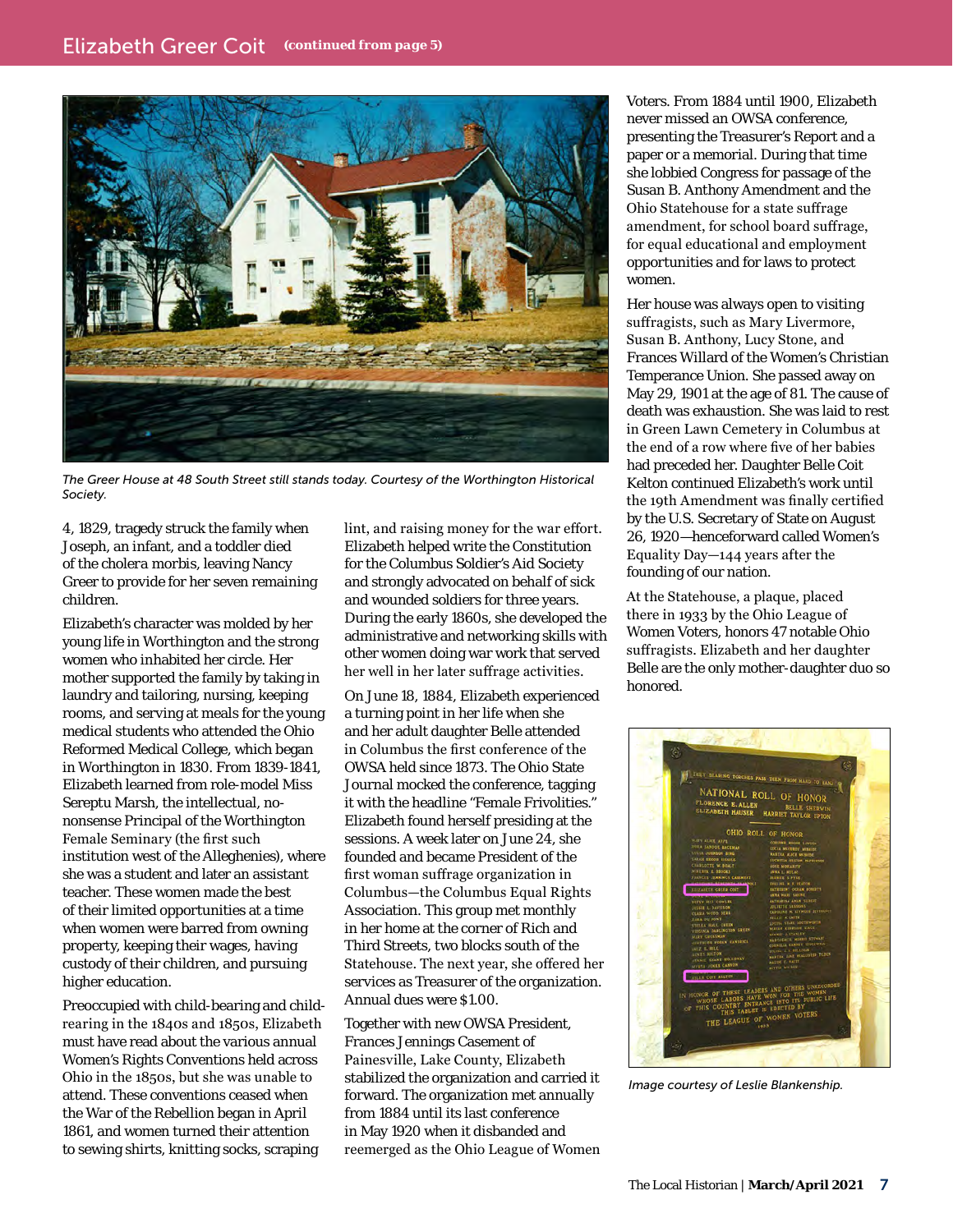## Elizabeth Greer Coit **(continued from page 5)**

*The Greer House at 48 South Street still stands today. Courtesy of the Worthington Historical Society.*

4, 1829, tragedy struck the family when Joseph, an infant, and a toddler died of the cholera morbis, leaving Nancy Greer to provide for her seven remaining children.

Elizabeth's character was molded by her young life in Worthington and the strong women who inhabited her circle. Her mother supported the family by taking in laundry and tailoring, nursing, keeping rooms, and serving at meals for the young medical students who attended the Ohio Reformed Medical College, which began in Worthington in 1830. From 1839-1841, Elizabeth learned from role-model Miss Sereptu Marsh, the intellectual, no-nonsense Principal of the Worthington Female Seminary (the first such institution west of the Alleghenies), where she was a student and later an assistant teacher. These women made the best of their limited opportunities at a time when women were barred from owning property, keeping their wages, having custody of their children, and pursuing higher education.

Preoccupied with child-bearing and child-rearing in the 1840s and 1850s, Elizabeth must have read about the various annual Women's Rights Conventions held across Ohio in the 1850s, but she was unable to attend. These conventions ceased when the War of the Rebellion began in April 1861, and women turned their attention to sewing shirts, knitting socks, scraping lint, and raising money for the war effort. Elizabeth helped write the Constitution for the Columbus Soldier's Aid Society and strongly advocated on behalf of sick and wounded soldiers for three years. During the early 1860s, she developed the administrative and networking skills with other women doing war work that served her well in her later suffrage activities.

On June 18, 1884, Elizabeth experienced a turning point in her life when she and her adult daughter Belle attended in Columbus the first conference of the OWSA held since 1873. The Ohio State Journal mocked the conference, tagging it with the headline "Female Frivolities." Elizabeth found herself presiding at the sessions. A week later on June 24, she founded and became President of the first woman suffrage organization in Columbus—the Columbus Equal Rights Association. This group met monthly in her home at the corner of Rich and Third Streets, two blocks south of the Statehouse. The next year, she offered her services as Treasurer of the organization. Annual dues were $1.00.

Together with new OWSA President, Frances Jennings Casement of Painesville, Lake County, Elizabeth stabilized the organization and carried it forward. The organization met annually from 1884 until its last conference in May 1920 when it disbanded and reemerged as the Ohio League of Women Voters. From 1884 until 1900, Elizabeth never missed an OWSA conference, presenting the Treasurer's Report and a paper or a memorial. During that time she lobbied Congress for passage of the Susan B. Anthony Amendment and the Ohio Statehouse for a state suffrage amendment, for school board suffrage, for equal educational and employment opportunities and for laws to protect women.

Her house was always open to visiting suffragists, such as Mary Livermore, Susan B. Anthony, Lucy Stone, and Frances Willard of the Women's Christian Temperance Union. She passed away on May 29, 1901 at the age of 81. The cause of death was exhaustion. She was laid to rest in Green Lawn Cemetery in Columbus at the end of a row where five of her babies had preceded her. Daughter Belle Coit Kelton continued Elizabeth's work until the 19th Amendment was finally certified by the U.S. Secretary of State on August 26, 1920—henceforward called Women's Equality Day—144 years after the founding of our nation.

At the Statehouse, a plaque, placed there in 1933 by the Ohio League of Women Voters, honors 47 notable Ohio suffragists. Elizabeth and her daughter Belle are the only mother-daughter duo so honored.

*Image courtesy of Leslie Blankenship.*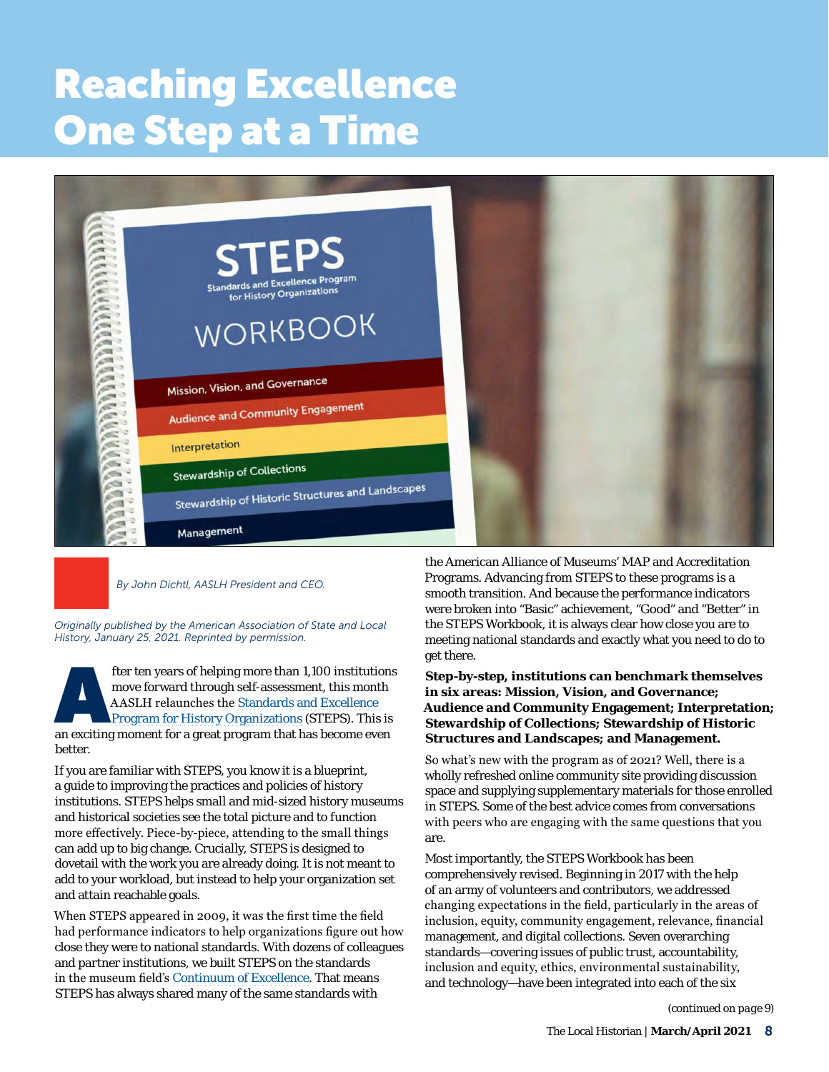# Reaching Excellence One Step at a Time

*By John Dichtl, AASLH President and CEO.*

*Originally published by the American Association of State and Local History, January 25, 2021. Reprinted by permission.*

After ten years of helping more than 1,100 institutions move forward through self-assessment, this month AASLH relaunches the Standards and Excellence Program for History Organizations (STEPS). This is an exciting moment for a great program that has become even better.

If you are familiar with STEPS, you know it is a blueprint, a guide to improving the practices and policies of history institutions. STEPS helps small and mid-sized history museums and historical societies see the total picture and to function more effectively. Piece-by-piece, attending to the small things can add up to big change. Crucially, STEPS is designed to dovetail with the work you are already doing. It is not meant to add to your workload, but instead to help your organization set and attain reachable goals.

When STEPS appeared in 2009, it was the first time the field had performance indicators to help organizations figure out how close they were to national standards. With dozens of colleagues and partner institutions, we built STEPS on the standards in the museum field's Continuum of Excellence. That means STEPS has always shared many of the same standards with the American Alliance of Museums' MAP and Accreditation Programs. Advancing from STEPS to these programs is a smooth transition. And because the performance indicators were broken into "Basic" achievement, "Good" and "Better" in the STEPS Workbook, it is always clear how close you are to meeting national standards and exactly what you need to do to get there.

**Step-by-step, institutions can benchmark themselves in six areas: Mission, Vision, and Governance; Audience and Community Engagement; Interpretation; Stewardship of Collections; Stewardship of Historic Structures and Landscapes; and Management.**

So what's new with the program as of 2021? Well, there is a wholly refreshed online community site providing discussion space and supplying supplementary materials for those enrolled in STEPS. Some of the best advice comes from conversations with peers who are engaging with the same questions that you are.

Most importantly, the STEPS Workbook has been comprehensively revised. Beginning in 2017 with the help of an army of volunteers and contributors, we addressed changing expectations in the field, particularly in the areas of inclusion, equity, community engagement, relevance, financial management, and digital collections. Seven overarching standards—covering issues of public trust, accountability, inclusion and equity, ethics, environmental sustainability, and technology—have been integrated into each of the six

(continued on page 9)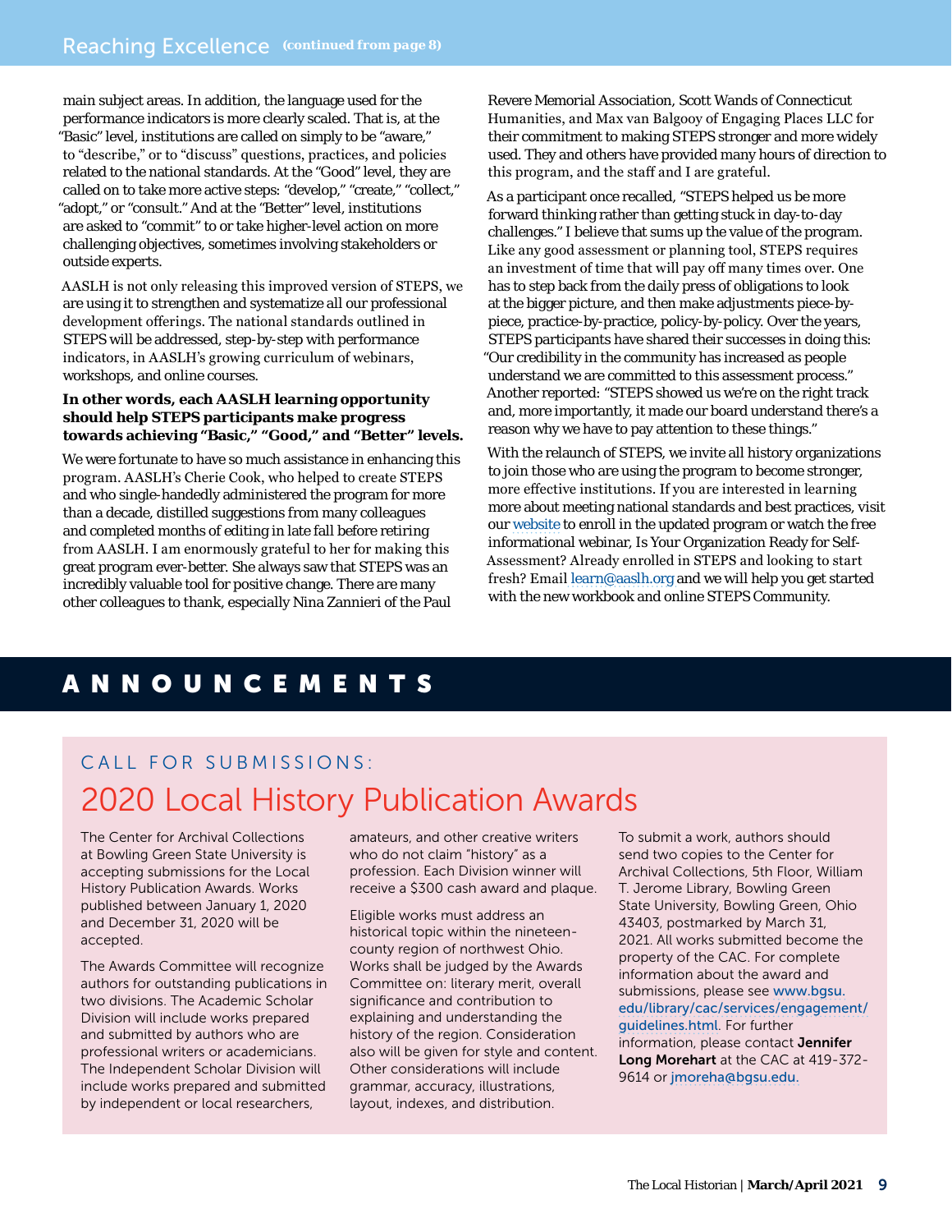## Reaching Excellence (continued from page 8)

main subject areas. In addition, the language used for the performance indicators is more clearly scaled. That is, at the "Basic" level, institutions are called on simply to be "aware," to "describe," or to "discuss" questions, practices, and policies related to the national standards. At the "Good" level, they are called on to take more active steps: "develop," "create," "collect," "adopt," or "consult." And at the "Better" level, institutions are asked to "commit" to or take higher-level action on more challenging objectives, sometimes involving stakeholders or outside experts.

AASLH is not only releasing this improved version of STEPS, we are using it to strengthen and systematize all our professional development offerings. The national standards outlined in STEPS will be addressed, step-by-step with performance indicators, in AASLH's growing curriculum of webinars, workshops, and online courses.

**In other words, each AASLH learning opportunity should help STEPS participants make progress towards achieving "Basic," "Good," and "Better" levels.**

We were fortunate to have so much assistance in enhancing this program. AASLH's Cherie Cook, who helped to create STEPS and who single-handedly administered the program for more than a decade, distilled suggestions from many colleagues and completed months of editing in late fall before retiring from AASLH. I am enormously grateful to her for making this great program ever-better. She always saw that STEPS was an incredibly valuable tool for positive change. There are many other colleagues to thank, especially Nina Zannieri of the Paul Revere Memorial Association, Scott Wands of Connecticut Humanities, and Max van Balgooy of Engaging Places LLC for their commitment to making STEPS stronger and more widely used. They and others have provided many hours of direction to this program, and the staff and I are grateful.

As a participant once recalled, "STEPS helped us be more forward thinking rather than getting stuck in day-to-day challenges." I believe that sums up the value of the program. Like any good assessment or planning tool, STEPS requires an investment of time that will pay off many times over. One has to step back from the daily press of obligations to look at the bigger picture, and then make adjustments piece-by-piece, practice-by-practice, policy-by-policy. Over the years, STEPS participants have shared their successes in doing this: "Our credibility in the community has increased as people understand we are committed to this assessment process." Another reported: "STEPS showed us we're on the right track and, more importantly, it made our board understand there's a reason why we have to pay attention to these things."

With the relaunch of STEPS, we invite all history organizations to join those who are using the program to become stronger, more effective institutions. If you are interested in learning more about meeting national standards and best practices, visit our website to enroll in the updated program or watch the free informational webinar, Is Your Organization Ready for Self-Assessment? Already enrolled in STEPS and looking to start fresh? Email learn@aaslh.org and we will help you get started with the new workbook and online STEPS Community.

# ANNOUNCEMENTS

### CALL FOR SUBMISSIONS:

## 2020 Local History Publication Awards

The Center for Archival Collections at Bowling Green State University is accepting submissions for the Local History Publication Awards. Works published between January 1, 2020 and December 31, 2020 will be accepted.

The Awards Committee will recognize authors for outstanding publications in two divisions. The Academic Scholar Division will include works prepared and submitted by authors who are professional writers or academicians. The Independent Scholar Division will include works prepared and submitted by independent or local researchers, amateurs, and other creative writers who do not claim "history" as a profession. Each Division winner will receive a $300 cash award and plaque.

Eligible works must address an historical topic within the nineteen-county region of northwest Ohio. Works shall be judged by the Awards Committee on: literary merit, overall significance and contribution to explaining and understanding the history of the region. Consideration also will be given for style and content. Other considerations will include grammar, accuracy, illustrations, layout, indexes, and distribution.

To submit a work, authors should send two copies to the Center for Archival Collections, 5th Floor, William T. Jerome Library, Bowling Green State University, Bowling Green, Ohio 43403, postmarked by March 31, 2021. All works submitted become the property of the CAC. For complete information about the award and submissions, please see www.bgsu.edu/library/cac/services/engagement/guidelines.html. For further information, please contact **Jennifer Long Morehart** at the CAC at 419-372-9614 or jmoreha@bgsu.edu.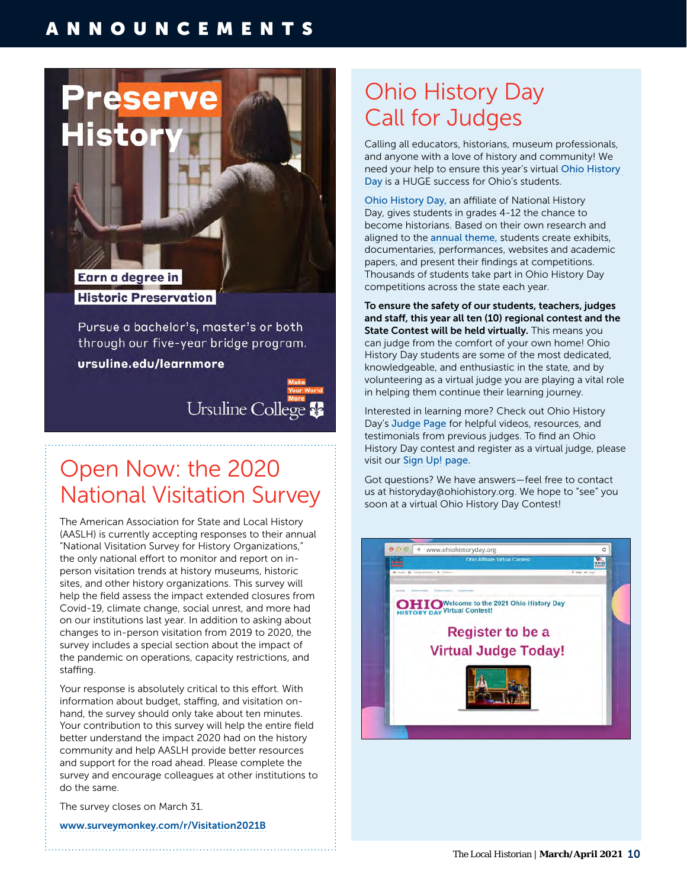# ANNOUNCEMENTS

**Preserve History**

**Earn a degree in Historic Preservation**

Pursue a bachelor's, master's or both through our five-year bridge program.

**ursuline.edu/learnmore**

Make Your World More

Ursuline College

## Open Now: the 2020 National Visitation Survey

The American Association for State and Local History (AASLH) is currently accepting responses to their annual "National Visitation Survey for History Organizations," the only national effort to monitor and report on in-person visitation trends at history museums, historic sites, and other history organizations. This survey will help the field assess the impact extended closures from Covid-19, climate change, social unrest, and more had on our institutions last year. In addition to asking about changes to in-person visitation from 2019 to 2020, the survey includes a special section about the impact of the pandemic on operations, capacity restrictions, and staffing.

Your response is absolutely critical to this effort. With information about budget, staffing, and visitation on-hand, the survey should only take about ten minutes. Your contribution to this survey will help the entire field better understand the impact 2020 had on the history community and help AASLH provide better resources and support for the road ahead. Please complete the survey and encourage colleagues at other institutions to do the same.

The survey closes on March 31.

**www.surveymonkey.com/r/Visitation2021B**

## Ohio History Day Call for Judges

Calling all educators, historians, museum professionals, and anyone with a love of history and community! We need your help to ensure this year's virtual Ohio History Day is a HUGE success for Ohio's students.

Ohio History Day, an affiliate of National History Day, gives students in grades 4-12 the chance to become historians. Based on their own research and aligned to the annual theme, students create exhibits, documentaries, performances, websites and academic papers, and present their findings at competitions. Thousands of students take part in Ohio History Day competitions across the state each year.

**To ensure the safety of our students, teachers, judges and staff, this year all ten (10) regional contest and the State Contest will be held virtually.** This means you can judge from the comfort of your own home! Ohio History Day students are some of the most dedicated, knowledgeable, and enthusiastic in the state, and by volunteering as a virtual judge you are playing a vital role in helping them continue their learning journey.

Interested in learning more? Check out Ohio History Day's Judge Page for helpful videos, resources, and testimonials from previous judges. To find an Ohio History Day contest and register as a virtual judge, please visit our Sign Up! page.

Got questions? We have answers—feel free to contact us at historyday@ohiohistory.org. We hope to "see" you soon at a virtual Ohio History Day Contest!

www.ohiohistoryday.org

Welcome to the 2021 Ohio History Day Virtual Contest!

Register to be a Virtual Judge Today!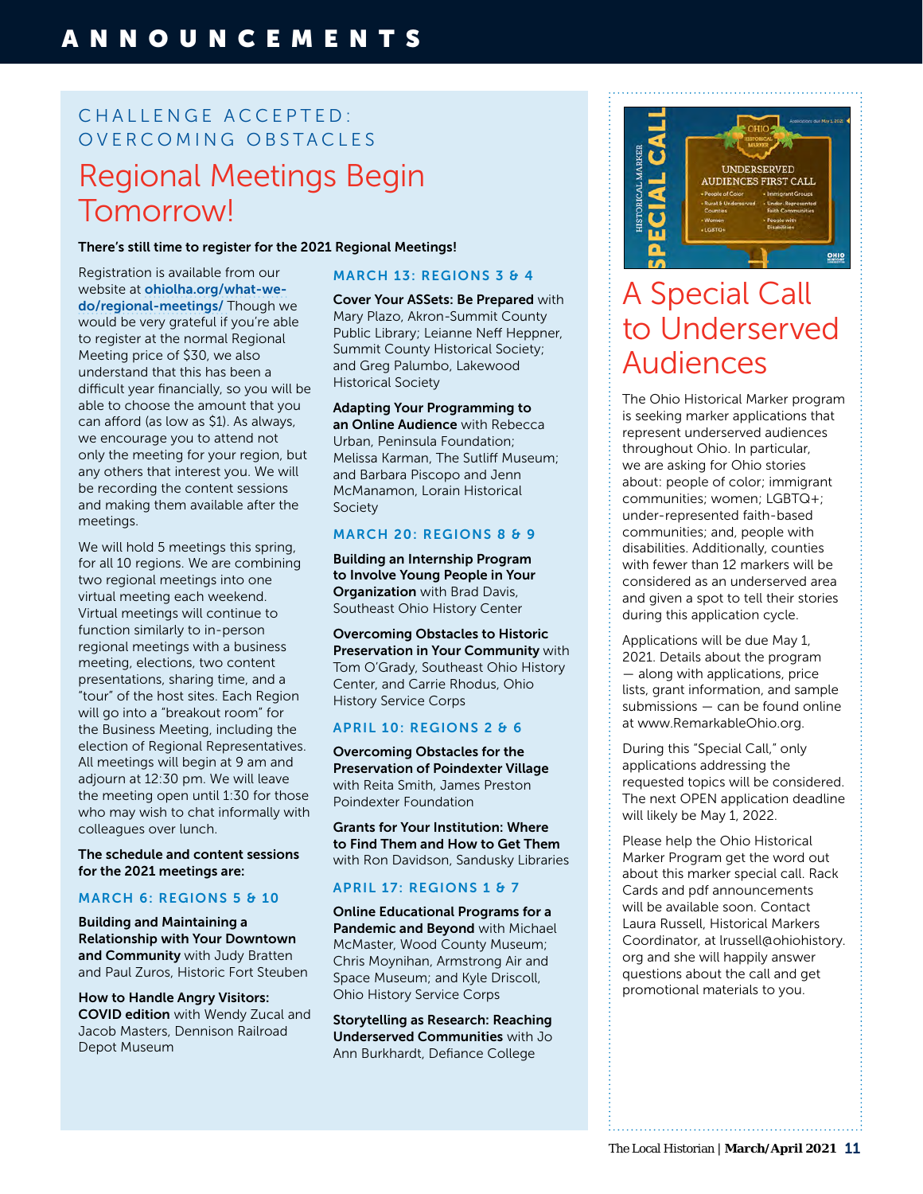# ANNOUNCEMENTS

CHALLENGE ACCEPTED: OVERCOMING OBSTACLES

## Regional Meetings Begin Tomorrow!

**There's still time to register for the 2021 Regional Meetings!**

Registration is available from our website at **ohiolha.org/what-we-do/regional-meetings/** Though we would be very grateful if you're able to register at the normal Regional Meeting price of $30, we also understand that this has been a difficult year financially, so you will be able to choose the amount that you can afford (as low as $1). As always, we encourage you to attend not only the meeting for your region, but any others that interest you. We will be recording the content sessions and making them available after the meetings.

We will hold 5 meetings this spring, for all 10 regions. We are combining two regional meetings into one virtual meeting each weekend. Virtual meetings will continue to function similarly to in-person regional meetings with a business meeting, elections, two content presentations, sharing time, and a "tour" of the host sites. Each Region will go into a "breakout room" for the Business Meeting, including the election of Regional Representatives. All meetings will begin at 9 am and adjourn at 12:30 pm. We will leave the meeting open until 1:30 for those who may wish to chat informally with colleagues over lunch.

**The schedule and content sessions for the 2021 meetings are:**

### MARCH 6: REGIONS 5 & 10

**Building and Maintaining a Relationship with Your Downtown and Community** with Judy Bratten and Paul Zuros, Historic Fort Steuben

**How to Handle Angry Visitors: COVID edition** with Wendy Zucal and Jacob Masters, Dennison Railroad Depot Museum

### MARCH 13: REGIONS 3 & 4

**Cover Your ASSets: Be Prepared** with Mary Plazo, Akron-Summit County Public Library; Leianne Neff Heppner, Summit County Historical Society; and Greg Palumbo, Lakewood Historical Society

**Adapting Your Programming to an Online Audience** with Rebecca Urban, Peninsula Foundation; Melissa Karman, The Sutliff Museum; and Barbara Piscopo and Jenn McManamon, Lorain Historical Society

### MARCH 20: REGIONS 8 & 9

**Building an Internship Program to Involve Young People in Your Organization** with Brad Davis, Southeast Ohio History Center

**Overcoming Obstacles to Historic Preservation in Your Community** with Tom O'Grady, Southeast Ohio History Center, and Carrie Rhodus, Ohio History Service Corps

### APRIL 10: REGIONS 2 & 6

**Overcoming Obstacles for the Preservation of Poindexter Village** with Reita Smith, James Preston Poindexter Foundation

**Grants for Your Institution: Where to Find Them and How to Get Them** with Ron Davidson, Sandusky Libraries

### APRIL 17: REGIONS 1 & 7

**Online Educational Programs for a Pandemic and Beyond** with Michael McMaster, Wood County Museum; Chris Moynihan, Armstrong Air and Space Museum; and Kyle Driscoll, Ohio History Service Corps

**Storytelling as Research: Reaching Underserved Communities** with Jo Ann Burkhardt, Defiance College

## A Special Call to Underserved Audiences

The Ohio Historical Marker program is seeking marker applications that represent underserved audiences throughout Ohio. In particular, we are asking for Ohio stories about: people of color; immigrant communities; women; LGBTQ+; under-represented faith-based communities; and, people with disabilities. Additionally, counties with fewer than 12 markers will be considered as an underserved area and given a spot to tell their stories during this application cycle.

Applications will be due May 1, 2021. Details about the program — along with applications, price lists, grant information, and sample submissions — can be found online at www.RemarkableOhio.org.

During this "Special Call," only applications addressing the requested topics will be considered. The next OPEN application deadline will likely be May 1, 2022.

Please help the Ohio Historical Marker Program get the word out about this marker special call. Rack Cards and pdf announcements will be available soon. Contact Laura Russell, Historical Markers Coordinator, at lrussell@ohiohistory.org and she will happily answer questions about the call and get promotional materials to you.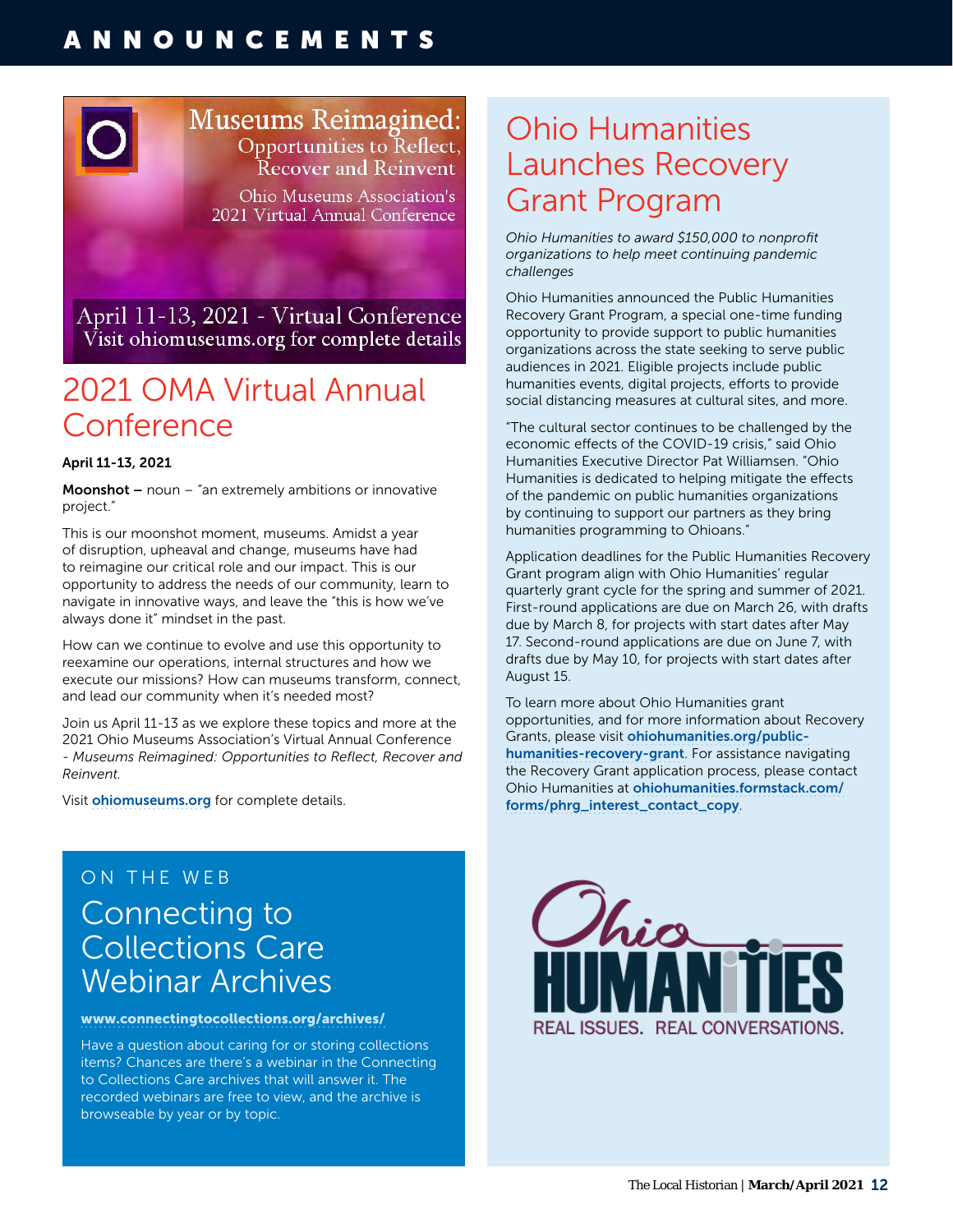# ANNOUNCEMENTS

Museums Reimagined: Opportunities to Reflect, Recover and Reinvent

Ohio Museums Association's 2021 Virtual Annual Conference

April 11-13, 2021 - Virtual Conference
Visit ohiomuseums.org for complete details

## 2021 OMA Virtual Annual Conference

**April 11-13, 2021**

**Moonshot –** noun – "an extremely ambitions or innovative project."

This is our moonshot moment, museums. Amidst a year of disruption, upheaval and change, museums have had to reimagine our critical role and our impact. This is our opportunity to address the needs of our community, learn to navigate in innovative ways, and leave the "this is how we've always done it" mindset in the past.

How can we continue to evolve and use this opportunity to reexamine our operations, internal structures and how we execute our missions? How can museums transform, connect, and lead our community when it's needed most?

Join us April 11-13 as we explore these topics and more at the 2021 Ohio Museums Association's Virtual Annual Conference - *Museums Reimagined: Opportunities to Reflect, Recover and Reinvent.*

Visit **ohiomuseums.org** for complete details.

## Ohio Humanities Launches Recovery Grant Program

*Ohio Humanities to award $150,000 to nonprofit organizations to help meet continuing pandemic challenges*

Ohio Humanities announced the Public Humanities Recovery Grant Program, a special one-time funding opportunity to provide support to public humanities organizations across the state seeking to serve public audiences in 2021. Eligible projects include public humanities events, digital projects, efforts to provide social distancing measures at cultural sites, and more.

"The cultural sector continues to be challenged by the economic effects of the COVID-19 crisis," said Ohio Humanities Executive Director Pat Williamsen. "Ohio Humanities is dedicated to helping mitigate the effects of the pandemic on public humanities organizations by continuing to support our partners as they bring humanities programming to Ohioans."

Application deadlines for the Public Humanities Recovery Grant program align with Ohio Humanities' regular quarterly grant cycle for the spring and summer of 2021. First-round applications are due on March 26, with drafts due by March 8, for projects with start dates after May 17. Second-round applications are due on June 7, with drafts due by May 10, for projects with start dates after August 15.

To learn more about Ohio Humanities grant opportunities, and for more information about Recovery Grants, please visit **ohiohumanities.org/public-humanities-recovery-grant**. For assistance navigating the Recovery Grant application process, please contact Ohio Humanities at **ohiohumanities.formstack.com/forms/phrg_interest_contact_copy**.

Ohio HUMANITIES
REAL ISSUES. REAL CONVERSATIONS.

ON THE WEB

## Connecting to Collections Care Webinar Archives

**www.connectingtocollections.org/archives/**

Have a question about caring for or storing collections items? Chances are there's a webinar in the Connecting to Collections Care archives that will answer it. The recorded webinars are free to view, and the archive is browseable by year or by topic.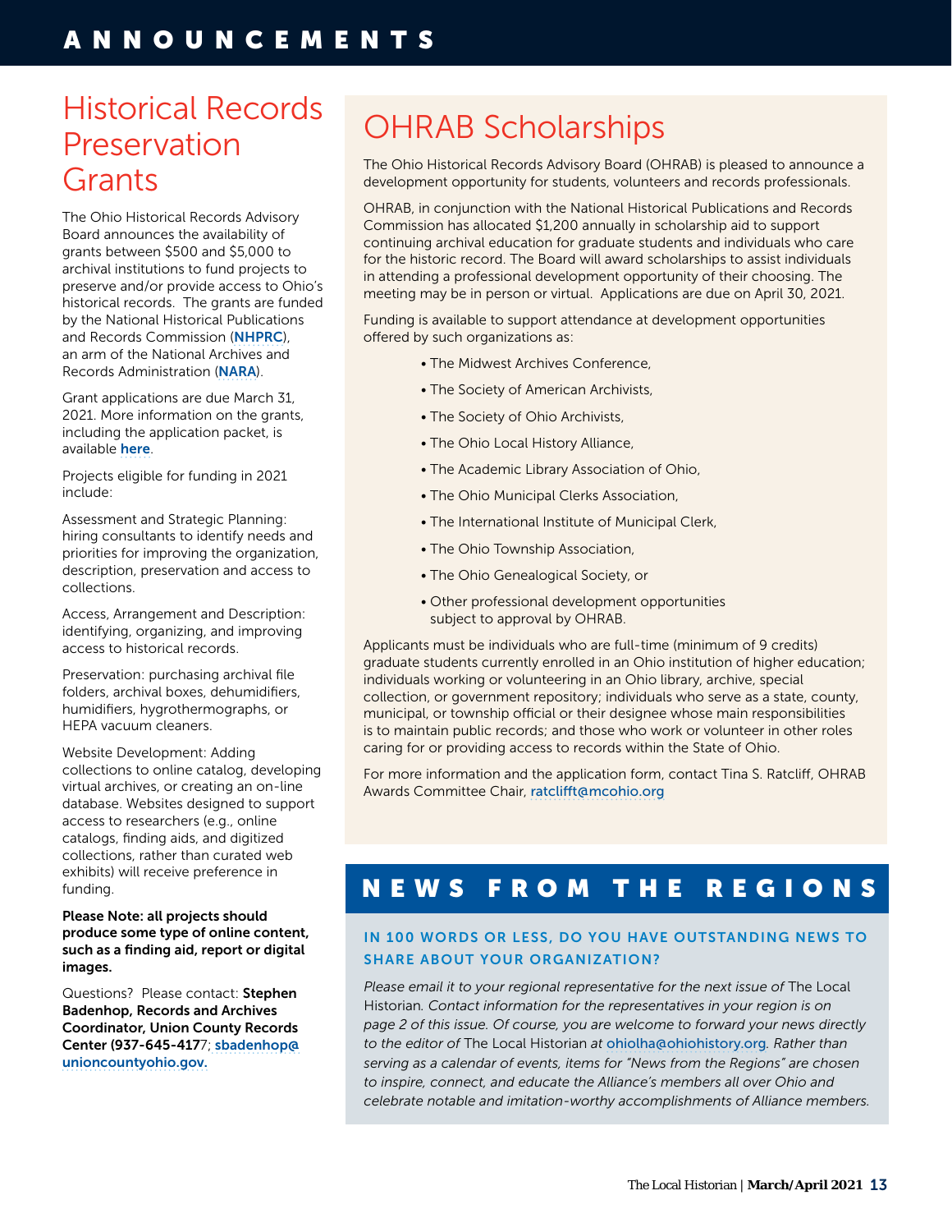# ANNOUNCEMENTS

## Historical Records Preservation Grants

The Ohio Historical Records Advisory Board announces the availability of grants between $500 and $5,000 to archival institutions to fund projects to preserve and/or provide access to Ohio's historical records. The grants are funded by the National Historical Publications and Records Commission (**NHPRC**), an arm of the National Archives and Records Administration (**NARA**).

Grant applications are due March 31, 2021. More information on the grants, including the application packet, is available **here**.

Projects eligible for funding in 2021 include:

Assessment and Strategic Planning: hiring consultants to identify needs and priorities for improving the organization, description, preservation and access to collections.

Access, Arrangement and Description: identifying, organizing, and improving access to historical records.

Preservation: purchasing archival file folders, archival boxes, dehumidifiers, humidifiers, hygrothermographs, or HEPA vacuum cleaners.

Website Development: Adding collections to online catalog, developing virtual archives, or creating an on-line database. Websites designed to support access to researchers (e.g., online catalogs, finding aids, and digitized collections, rather than curated web exhibits) will receive preference in funding.

**Please Note: all projects should produce some type of online content, such as a finding aid, report or digital images.**

Questions? Please contact: **Stephen Badenhop, Records and Archives Coordinator, Union County Records Center (937-645-417**7; **sbadenhop@unioncountyohio.gov.**

## OHRAB Scholarships

The Ohio Historical Records Advisory Board (OHRAB) is pleased to announce a development opportunity for students, volunteers and records professionals.

OHRAB, in conjunction with the National Historical Publications and Records Commission has allocated $1,200 annually in scholarship aid to support continuing archival education for graduate students and individuals who care for the historic record. The Board will award scholarships to assist individuals in attending a professional development opportunity of their choosing. The meeting may be in person or virtual. Applications are due on April 30, 2021.

Funding is available to support attendance at development opportunities offered by such organizations as:

- The Midwest Archives Conference,
- The Society of American Archivists,
- The Society of Ohio Archivists,
- The Ohio Local History Alliance,
- The Academic Library Association of Ohio,
- The Ohio Municipal Clerks Association,
- The International Institute of Municipal Clerk,
- The Ohio Township Association,
- The Ohio Genealogical Society, or
- Other professional development opportunities subject to approval by OHRAB.

Applicants must be individuals who are full-time (minimum of 9 credits) graduate students currently enrolled in an Ohio institution of higher education; individuals working or volunteering in an Ohio library, archive, special collection, or government repository; individuals who serve as a state, county, municipal, or township official or their designee whose main responsibilities is to maintain public records; and those who work or volunteer in other roles caring for or providing access to records within the State of Ohio.

For more information and the application form, contact Tina S. Ratcliff, OHRAB Awards Committee Chair, ratclifft@mcohio.org

# NEWS FROM THE REGIONS

### IN 100 WORDS OR LESS, DO YOU HAVE OUTSTANDING NEWS TO SHARE ABOUT YOUR ORGANIZATION?

*Please email it to your regional representative for the next issue of* The Local Historian. *Contact information for the representatives in your region is on page 2 of this issue. Of course, you are welcome to forward your news directly to the editor of* The Local Historian *at* ohiolha@ohiohistory.org. *Rather than serving as a calendar of events, items for "News from the Regions" are chosen to inspire, connect, and educate the Alliance's members all over Ohio and celebrate notable and imitation-worthy accomplishments of Alliance members.*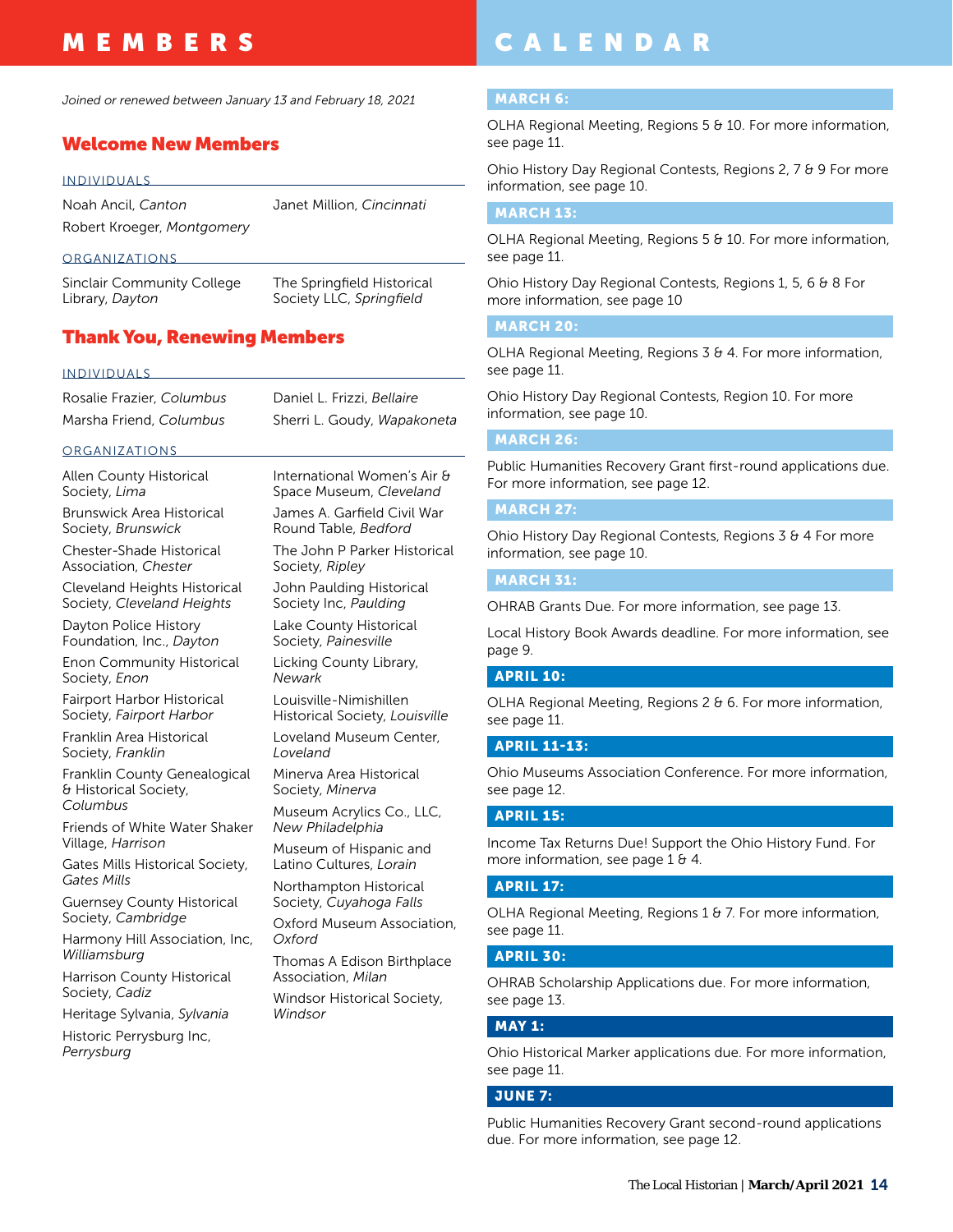# MEMBERS

*Joined or renewed between January 13 and February 18, 2021*

## Welcome New Members

### INDIVIDUALS

Noah Ancil, *Canton*

Robert Kroeger, *Montgomery*

Janet Million, *Cincinnati*

### ORGANIZATIONS

Sinclair Community College Library, *Dayton*

The Springfield Historical Society LLC, *Springfield*

## Thank You, Renewing Members

### INDIVIDUALS

Rosalie Frazier, *Columbus*

Marsha Friend, *Columbus*

Daniel L. Frizzi, *Bellaire*

Sherri L. Goudy, *Wapakoneta*

### ORGANIZATIONS

Allen County Historical Society, *Lima*

Brunswick Area Historical Society, *Brunswick*

Chester-Shade Historical Association, *Chester*

Cleveland Heights Historical Society, *Cleveland Heights*

Dayton Police History Foundation, Inc., *Dayton*

Enon Community Historical Society, *Enon*

Fairport Harbor Historical Society, *Fairport Harbor*

Franklin Area Historical Society, *Franklin*

Franklin County Genealogical & Historical Society, *Columbus*

Friends of White Water Shaker Village, *Harrison*

Gates Mills Historical Society, *Gates Mills*

Guernsey County Historical Society, *Cambridge*

Harmony Hill Association, Inc, *Williamsburg*

Harrison County Historical Society, *Cadiz*

Heritage Sylvania, *Sylvania*

Historic Perrysburg Inc, *Perrysburg*

International Women's Air & Space Museum, *Cleveland*

James A. Garfield Civil War Round Table, *Bedford*

The John P Parker Historical Society, *Ripley*

John Paulding Historical Society Inc, *Paulding*

Lake County Historical Society, *Painesville*

Licking County Library, *Newark*

Louisville-Nimishillen Historical Society, *Louisville*

Loveland Museum Center, *Loveland*

Minerva Area Historical Society, *Minerva*

Museum Acrylics Co., LLC, *New Philadelphia*

Museum of Hispanic and Latino Cultures, *Lorain*

Northampton Historical Society, *Cuyahoga Falls*

Oxford Museum Association, *Oxford*

Thomas A Edison Birthplace Association, *Milan*

Windsor Historical Society, *Windsor*

# CALENDAR

### MARCH 6:

OLHA Regional Meeting, Regions 5 & 10. For more information, see page 11.

Ohio History Day Regional Contests, Regions 2, 7 & 9 For more information, see page 10.

### MARCH 13:

OLHA Regional Meeting, Regions 5 & 10. For more information, see page 11.

Ohio History Day Regional Contests, Regions 1, 5, 6 & 8 For more information, see page 10

### MARCH 20:

OLHA Regional Meeting, Regions 3 & 4. For more information, see page 11.

Ohio History Day Regional Contests, Region 10. For more information, see page 10.

### MARCH 26:

Public Humanities Recovery Grant first-round applications due. For more information, see page 12.

### MARCH 27:

Ohio History Day Regional Contests, Regions 3 & 4 For more information, see page 10.

### MARCH 31:

OHRAB Grants Due. For more information, see page 13.

Local History Book Awards deadline. For more information, see page 9.

### APRIL 10:

OLHA Regional Meeting, Regions 2 & 6. For more information, see page 11.

### APRIL 11-13:

Ohio Museums Association Conference. For more information, see page 12.

### APRIL 15:

Income Tax Returns Due! Support the Ohio History Fund. For more information, see page 1 & 4.

### APRIL 17:

OLHA Regional Meeting, Regions 1 & 7. For more information, see page 11.

### APRIL 30:

OHRAB Scholarship Applications due. For more information, see page 13.

### MAY 1:

Ohio Historical Marker applications due. For more information, see page 11.

### JUNE 7:

Public Humanities Recovery Grant second-round applications due. For more information, see page 12.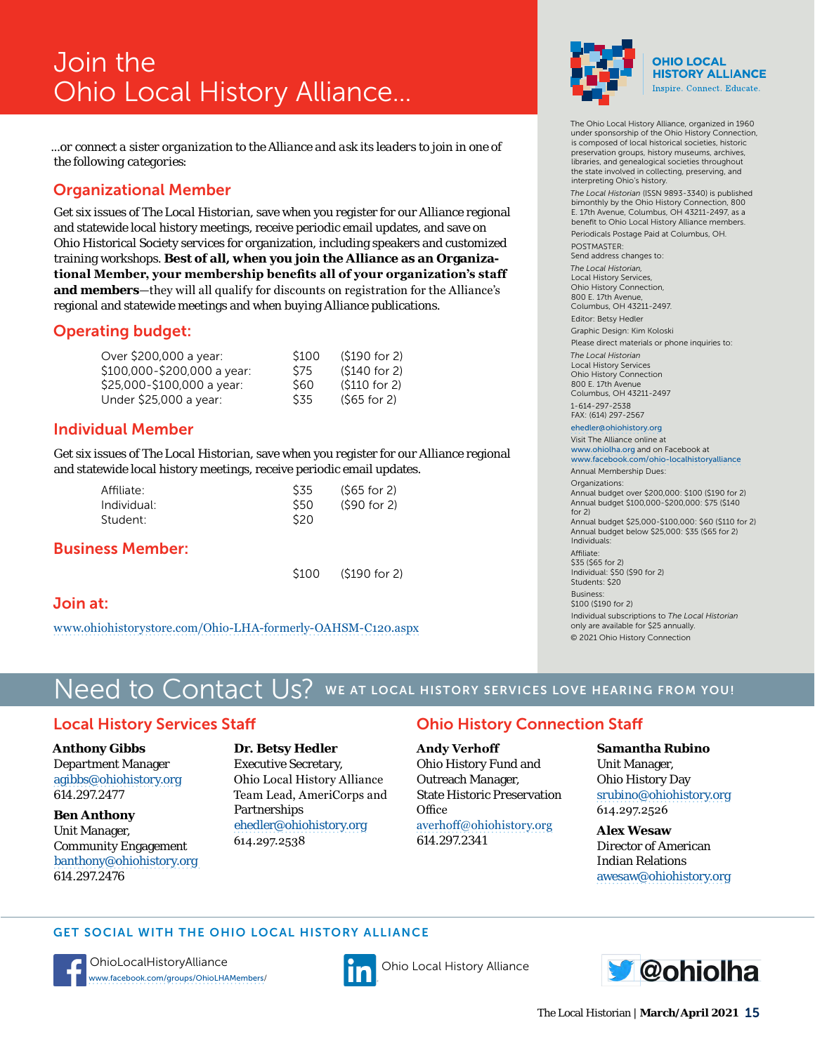# Join the Ohio Local History Alliance...

...or connect a sister organization to the Alliance and ask its leaders to join in one of the following categories:

## Organizational Member

Get six issues of The Local Historian, save when you register for our Alliance regional and statewide local history meetings, receive periodic email updates, and save on Ohio Historical Society services for organization, including speakers and customized training workshops. **Best of all, when you join the Alliance as an Organizational Member, your membership benefits all of your organization's staff and members**—they will all qualify for discounts on registration for the Alliance's regional and statewide meetings and when buying Alliance publications.

## Operating budget:

| | | |
|---|---|---|
| Over $200,000 a year: | $100 | ($190 for 2) |
| $100,000-$200,000 a year: | $75 | ($140 for 2) |
| $25,000-$100,000 a year: | $60 | ($110 for 2) |
| Under $25,000 a year: | $35 | ($65 for 2) |

## Individual Member

Get six issues of The Local Historian, save when you register for our Alliance regional and statewide local history meetings, receive periodic email updates.

| | | |
|---|---|---|
| Affiliate: | $35 | ($65 for 2) |
| Individual: | $50 | ($90 for 2) |
| Student: | $20 | |

## Business Member:

$100 ($190 for 2)

## Join at:

www.ohiohistorystore.com/Ohio-LHA-formerly-OAHSM-C120.aspx

**OHIO LOCAL HISTORY ALLIANCE**
Inspire. Connect. Educate.

The Ohio Local History Alliance, organized in 1960 under sponsorship of the Ohio History Connection, is composed of local historical societies, historic preservation groups, history museums, archives, libraries, and genealogical societies throughout the state involved in collecting, preserving, and interpreting Ohio's history.

*The Local Historian* (ISSN 9893-3340) is published bimonthly by the Ohio History Connection, 800 E. 17th Avenue, Columbus, OH 43211-2497, as a benefit to Ohio Local History Alliance members.

Periodicals Postage Paid at Columbus, OH.

POSTMASTER:
Send address changes to:

*The Local Historian,*
Local History Services,
Ohio History Connection,
800 E. 17th Avenue,
Columbus, OH 43211-2497.

Editor: Betsy Hedler

Graphic Design: Kim Koloski

Please direct materials or phone inquiries to:

*The Local Historian*
Local History Services
Ohio History Connection
800 E. 17th Avenue
Columbus, OH 43211-2497

1-614-297-2538
FAX: (614) 297-2567

ehedler@ohiohistory.org

Visit The Alliance online at www.ohiolha.org and on Facebook at www.facebook.com/ohio-localhistoryalliance

Annual Membership Dues:

Organizations:
Annual budget over $200,000: $100 ($190 for 2)
Annual budget $100,000-$200,000: $75 ($140 for 2)
Annual budget $25,000-$100,000: $60 ($110 for 2)
Annual budget below $25,000: $35 ($65 for 2)
Individuals:

Affiliate:
$35 ($65 for 2)
Individual: $50 ($90 for 2)
Students: $20

Business:
$100 ($190 for 2)

Individual subscriptions to *The Local Historian* only are available for $25 annually.

© 2021 Ohio History Connection

# Need to Contact Us? WE AT LOCAL HISTORY SERVICES LOVE HEARING FROM YOU!

## Local History Services Staff

**Anthony Gibbs**
Department Manager
agibbs@ohiohistory.org
614.297.2477

**Ben Anthony**
Unit Manager,
Community Engagement
banthony@ohiohistory.org
614.297.2476

**Dr. Betsy Hedler**
Executive Secretary,
Ohio Local History Alliance
Team Lead, AmeriCorps and Partnerships
ehedler@ohiohistory.org
614.297.2538

## Ohio History Connection Staff

**Andy Verhoff**
Ohio History Fund and Outreach Manager,
State Historic Preservation Office
averhoff@ohiohistory.org
614.297.2341

**Samantha Rubino**
Unit Manager,
Ohio History Day
srubino@ohiohistory.org
614.297.2526

**Alex Wesaw**
Director of American Indian Relations
awesaw@ohiohistory.org

## GET SOCIAL WITH THE OHIO LOCAL HISTORY ALLIANCE

OhioLocalHistoryAlliance
www.facebook.com/groups/OhioLHAMembers/

Ohio Local History Alliance

@ohiolha